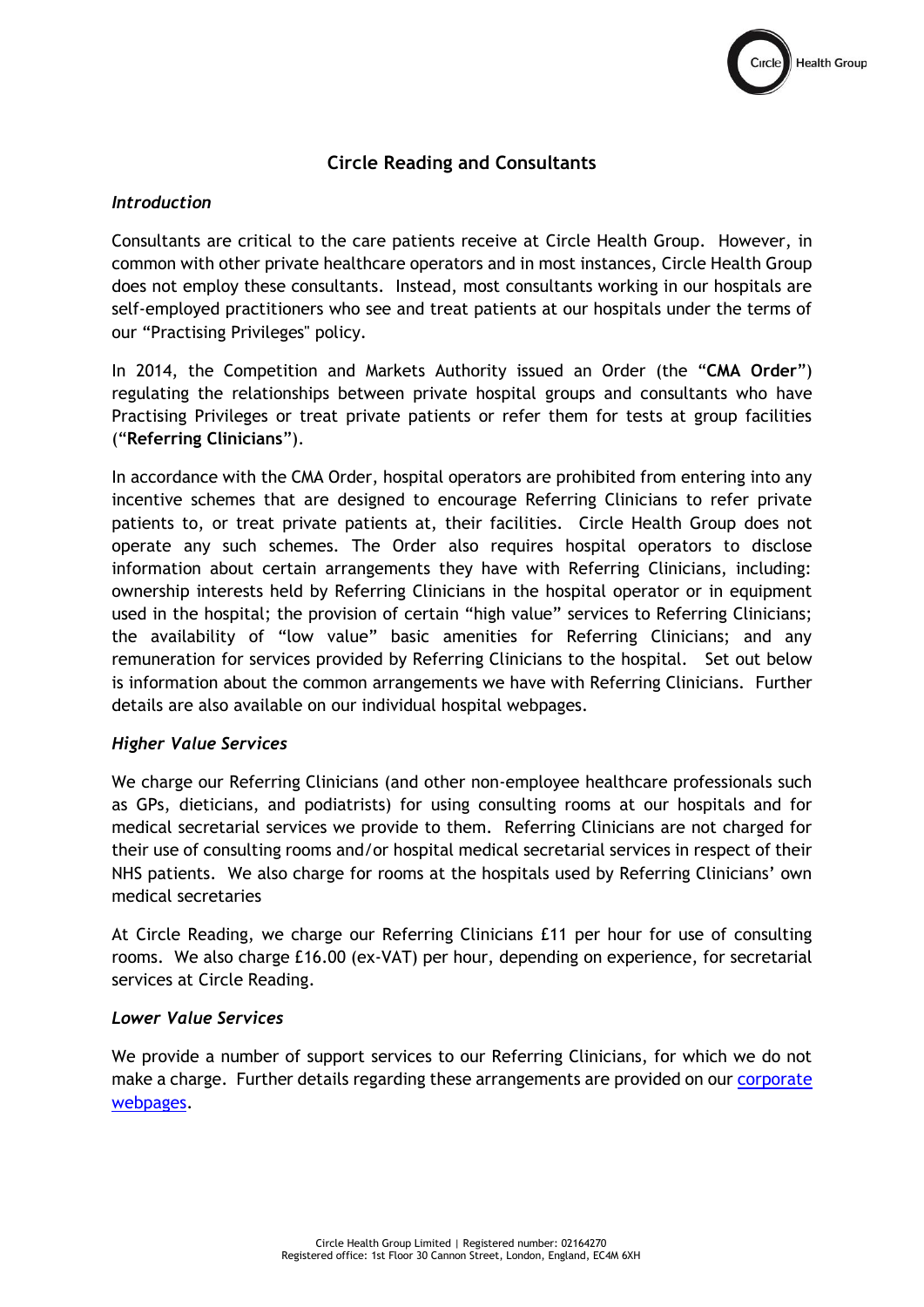# Circle Reading and Consultants

### *Introduction*

Consultants are critical to the care patients receive at Circle Health Group. However, in common with other private healthcare operators and in most instances, Circle Health Group does not employ these consultants. Instead, most consultants working in our hospitals are self-employed practitioners who see and treat patients at our hospitals under the terms of our "Practising Privileges" policy.

In 2014, the Competition and Markets Authority issued an Order (the "**CMA Order**") regulating the relationships between private hospital groups and consultants who have Practising Privileges or treat private patients or refer them for tests at group facilities ("**Referring Clinicians**").

In accordance with the CMA Order, hospital operators are prohibited from entering into any incentive schemes that are designed to encourage Referring Clinicians to refer private patients to, or treat private patients at, their facilities. Circle Health Group does not operate any such schemes. The Order also requires hospital operators to disclose information about certain arrangements they have with Referring Clinicians, including: ownership interests held by Referring Clinicians in the hospital operator or in equipment used in the hospital; the provision of certain "high value" services to Referring Clinicians; the availability of "low value" basic amenities for Referring Clinicians; and any remuneration for services provided by Referring Clinicians to the hospital. Set out below is information about the common arrangements we have with Referring Clinicians. Further details are also available on our individual hospital webpages.

### *Higher Value Services*

We charge our Referring Clinicians (and other non-employee healthcare professionals such as GPs, dieticians, and podiatrists) for using consulting rooms at our hospitals and for medical secretarial services we provide to them. Referring Clinicians are not charged for their use of consulting rooms and/or hospital medical secretarial services in respect of their NHS patients. We also charge for rooms at the hospitals used by Referring Clinicians' own medical secretaries

At Circle Reading, we charge our Referring Clinicians £11 per hour for use of consulting rooms. We also charge £16.00 (ex-VAT) per hour, depending on experience, for secretarial services at Circle Reading.

### *Lower Value Services*

We provide a number of support services to our Referring Clinicians, for which we do not make a charge. Further details regarding these arrangements are provided on our [corporate webpages](corporate webpages).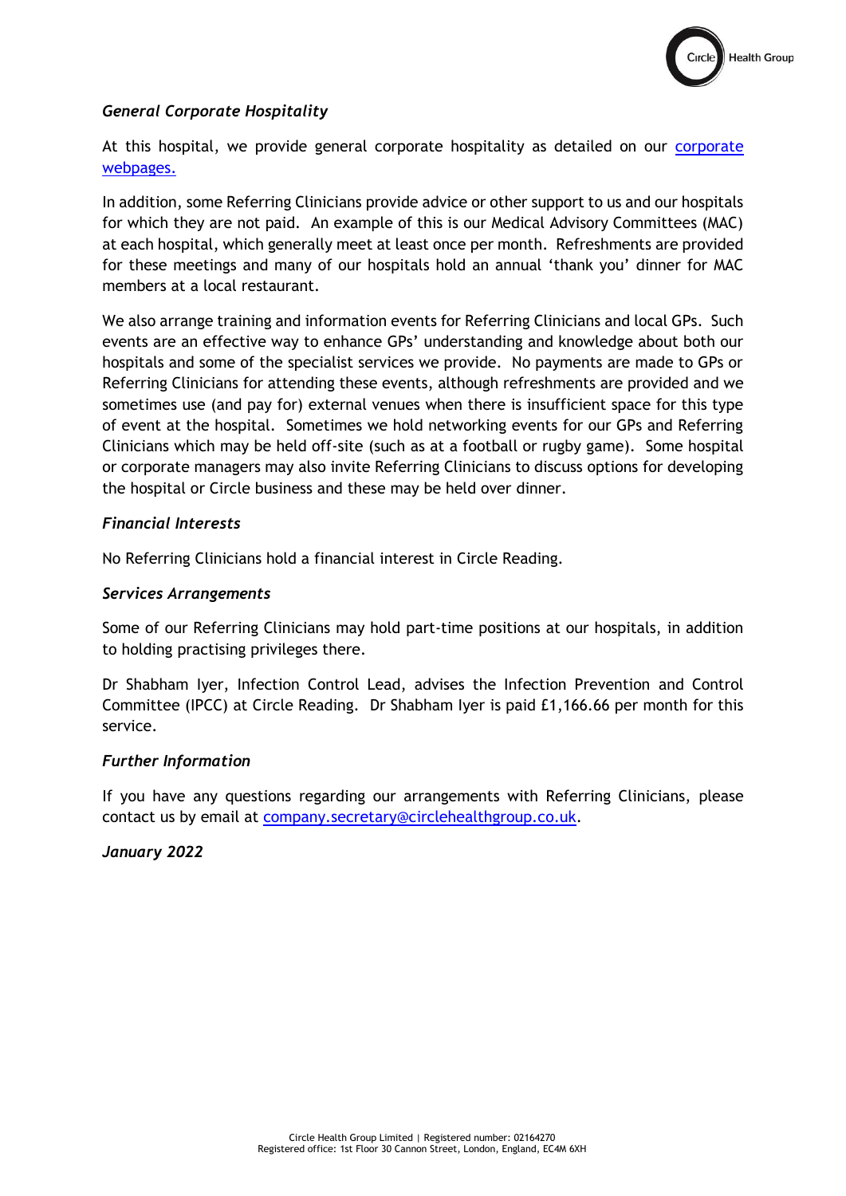### *General Corporate Hospitality*

At this hospital, we provide general corporate hospitality as detailed on our [corporate webpages.](#)

In addition, some Referring Clinicians provide advice or other support to us and our hospitals for which they are not paid. An example of this is our Medical Advisory Committees (MAC) at each hospital, which generally meet at least once per month. Refreshments are provided for these meetings and many of our hospitals hold an annual 'thank you' dinner for MAC members at a local restaurant.

We also arrange training and information events for Referring Clinicians and local GPs. Such events are an effective way to enhance GPs' understanding and knowledge about both our hospitals and some of the specialist services we provide. No payments are made to GPs or Referring Clinicians for attending these events, although refreshments are provided and we sometimes use (and pay for) external venues when there is insufficient space for this type of event at the hospital. Sometimes we hold networking events for our GPs and Referring Clinicians which may be held off-site (such as at a football or rugby game). Some hospital or corporate managers may also invite Referring Clinicians to discuss options for developing the hospital or Circle business and these may be held over dinner.

### *Financial Interests*

No Referring Clinicians hold a financial interest in Circle Reading.

### *Services Arrangements*

Some of our Referring Clinicians may hold part-time positions at our hospitals, in addition to holding practising privileges there.

Dr Shabham Iyer, Infection Control Lead, advises the Infection Prevention and Control Committee (IPCC) at Circle Reading. Dr Shabham Iyer is paid £1,166.66 per month for this service.

### *Further Information*

If you have any questions regarding our arrangements with Referring Clinicians, please contact us by email at [company.secretary@circlehealthgroup.co.uk](mailto:company.secretary@circlehealthgroup.co.uk).

***January 2022***